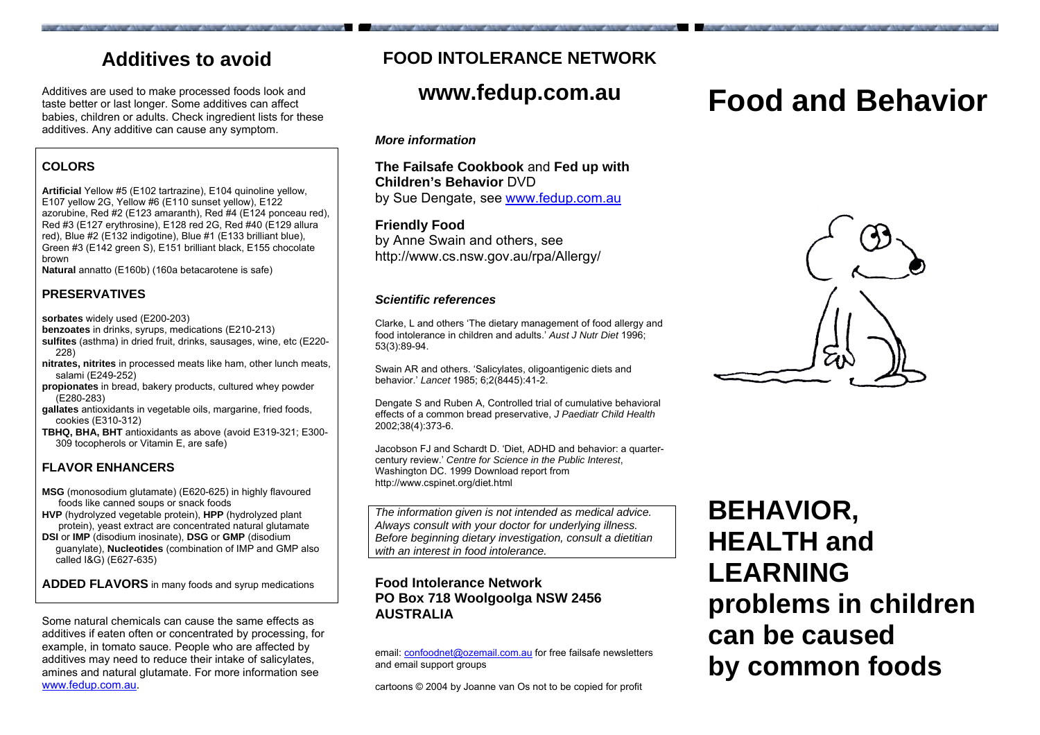## Additives to avoid

Additives are used to make processed foods look and taste better or last longer. Some additives can affect babies, children or adults. Check ingredient lists for these additives. Any additive can cause any symptom.

### COLORS

**Artificial** Yellow #5 (E102 tartrazine), E104 quinoline yellow, E107 yellow 2G, Yellow #6 (E110 sunset yellow), E122 azorubine, Red #2 (E123 amaranth), Red #4 (E124 ponceau red), Red #3 (E127 erythrosine), E128 red 2G, Red #40 (E129 allura red), Blue #2 (E132 indigotine), Blue #1 (E133 brilliant blue), Green #3 (E142 green S), E151 brilliant black, E155 chocolate brown

**Natural** annatto (E160b) (160a betacarotene is safe)

### PRESERVATIVES

**sorbates** widely used (E200-203)
**benzoates** in drinks, syrups, medications (E210-213)
**sulfites** (asthma) in dried fruit, drinks, sausages, wine, etc (E220-228)
**nitrates, nitrites** in processed meats like ham, other lunch meats, salami (E249-252)
**propionates** in bread, bakery products, cultured whey powder (E280-283)
**gallates** antioxidants in vegetable oils, margarine, fried foods, cookies (E310-312)
**TBHQ, BHA, BHT** antioxidants as above (avoid E319-321; E300-309 tocopherols or Vitamin E, are safe)

### FLAVOR ENHANCERS

**MSG** (monosodium glutamate) (E620-625) in highly flavoured foods like canned soups or snack foods
**HVP** (hydrolyzed vegetable protein), **HPP** (hydrolyzed plant protein), yeast extract are concentrated natural glutamate
**DSI** or **IMP** (disodium inosinate), **DSG** or **GMP** (disodium guanylate), **Nucleotides** (combination of IMP and GMP also called I&G) (E627-635)

**ADDED FLAVORS** in many foods and syrup medications

Some natural chemicals can cause the same effects as additives if eaten often or concentrated by processing, for example, in tomato sauce. People who are affected by additives may need to reduce their intake of salicylates, amines and natural glutamate. For more information see www.fedup.com.au.

## FOOD INTOLERANCE NETWORK

## www.fedup.com.au

***More information***

**The Failsafe Cookbook** and **Fed up with Children's Behavior** DVD
by Sue Dengate, see www.fedup.com.au

**Friendly Food**
by Anne Swain and others, see
http://www.cs.nsw.gov.au/rpa/Allergy/

***Scientific references***

Clarke, L and others 'The dietary management of food allergy and food intolerance in children and adults.' *Aust J Nutr Diet* 1996; 53(3):89-94.

Swain AR and others. 'Salicylates, oligoantigenic diets and behavior.' *Lancet* 1985; 6;2(8445):41-2.

Dengate S and Ruben A, Controlled trial of cumulative behavioral effects of a common bread preservative, *J Paediatr Child Health* 2002;38(4):373-6.

Jacobson FJ and Schardt D. 'Diet, ADHD and behavior: a quarter-century review.' *Centre for Science in the Public Interest*, Washington DC. 1999 Download report from http://www.cspinet.org/diet.html

*The information given is not intended as medical advice. Always consult with your doctor for underlying illness. Before beginning dietary investigation, consult a dietitian with an interest in food intolerance.*

**Food Intolerance Network**
**PO Box 718 Woolgoolga NSW 2456**
**AUSTRALIA**

email: confoodnet@ozemail.com.au for free failsafe newsletters and email support groups

cartoons © 2004 by Joanne van Os not to be copied for profit

# Food and Behavior

## BEHAVIOR, HEALTH and LEARNING problems in children can be caused by common foods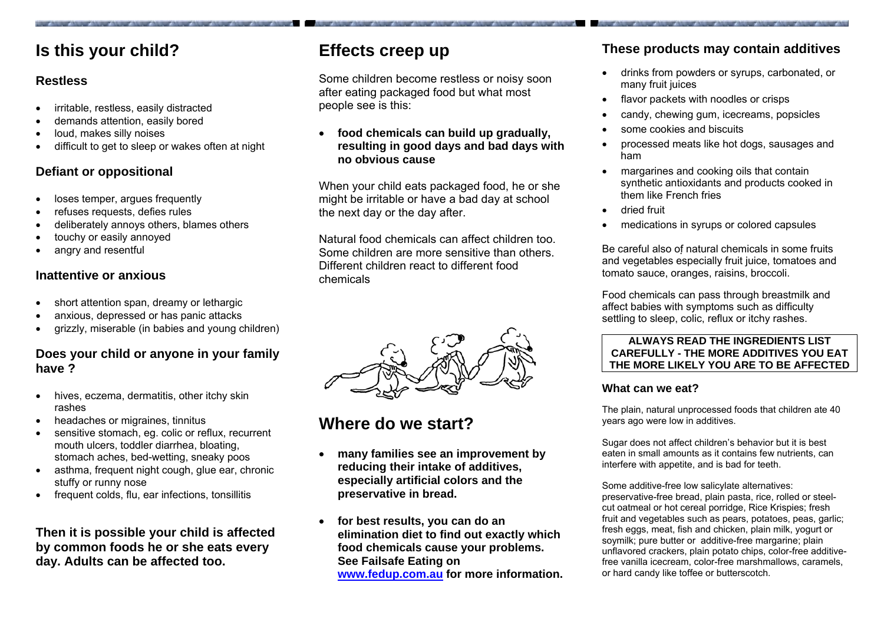# Is this your child?

### Restless

- irritable, restless, easily distracted
- demands attention, easily bored
- loud, makes silly noises
- difficult to get to sleep or wakes often at night

### Defiant or oppositional

- loses temper, argues frequently
- refuses requests, defies rules
- deliberately annoys others, blames others
- touchy or easily annoyed
- angry and resentful

### Inattentive or anxious

- short attention span, dreamy or lethargic
- anxious, depressed or has panic attacks
- grizzly, miserable (in babies and young children)

### Does your child or anyone in your family have ?

- hives, eczema, dermatitis, other itchy skin rashes
- headaches or migraines, tinnitus
- sensitive stomach, eg. colic or reflux, recurrent mouth ulcers, toddler diarrhea, bloating, stomach aches, bed-wetting, sneaky poos
- asthma, frequent night cough, glue ear, chronic stuffy or runny nose
- frequent colds, flu, ear infections, tonsillitis

**Then it is possible your child is affected by common foods he or she eats every day. Adults can be affected too.**

# Effects creep up

Some children become restless or noisy soon after eating packaged food but what most people see is this:

- **food chemicals can build up gradually, resulting in good days and bad days with no obvious cause**

When your child eats packaged food, he or she might be irritable or have a bad day at school the next day or the day after.

Natural food chemicals can affect children too. Some children are more sensitive than others. Different children react to different food chemicals

# Where do we start?

- **many families see an improvement by reducing their intake of additives, especially artificial colors and the preservative in bread.**
- **for best results, you can do an elimination diet to find out exactly which food chemicals cause your problems. See Failsafe Eating on www.fedup.com.au for more information.**

## These products may contain additives

- drinks from powders or syrups, carbonated, or many fruit juices
- flavor packets with noodles or crisps
- candy, chewing gum, icecreams, popsicles
- some cookies and biscuits
- processed meats like hot dogs, sausages and ham
- margarines and cooking oils that contain synthetic antioxidants and products cooked in them like French fries
- dried fruit
- medications in syrups or colored capsules

Be careful also of natural chemicals in some fruits and vegetables especially fruit juice, tomatoes and tomato sauce, oranges, raisins, broccoli.

Food chemicals can pass through breastmilk and affect babies with symptoms such as difficulty settling to sleep, colic, reflux or itchy rashes.

**ALWAYS READ THE INGREDIENTS LIST CAREFULLY - THE MORE ADDITIVES YOU EAT THE MORE LIKELY YOU ARE TO BE AFFECTED**

### What can we eat?

The plain, natural unprocessed foods that children ate 40 years ago were low in additives.

Sugar does not affect children's behavior but it is best eaten in small amounts as it contains few nutrients, can interfere with appetite, and is bad for teeth.

Some additive-free low salicylate alternatives: preservative-free bread, plain pasta, rice, rolled or steel-cut oatmeal or hot cereal porridge, Rice Krispies; fresh fruit and vegetables such as pears, potatoes, peas, garlic; fresh eggs, meat, fish and chicken, plain milk, yogurt or soymilk; pure butter or additive-free margarine; plain unflavored crackers, plain potato chips, color-free additive-free vanilla icecream, color-free marshmallows, caramels, or hard candy like toffee or butterscotch.